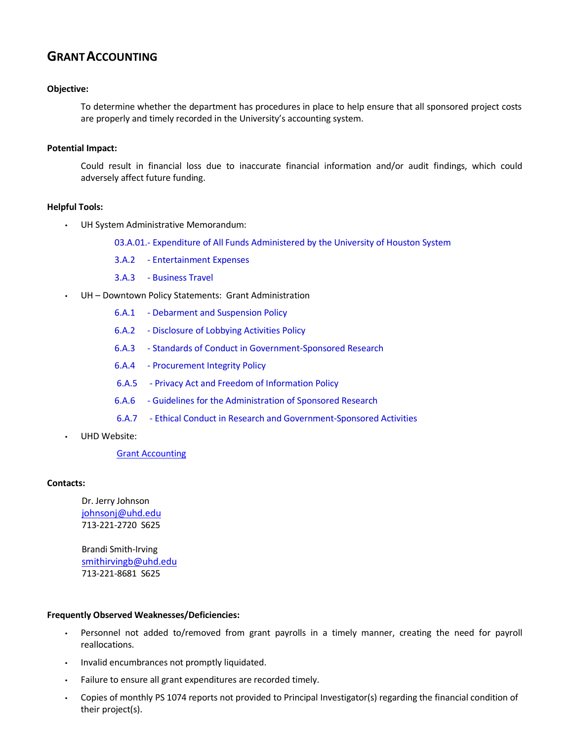# GRANT ACCOUNTING

**Objective:**

To determine whether the department has procedures in place to help ensure that all sponsored project costs are properly and timely recorded in the University's accounting system.

**Potential Impact:**

Could result in financial loss due to inaccurate financial information and/or audit findings, which could adversely affect future funding.

**Helpful Tools:**

- UH System Administrative Memorandum:
  - 03.A.01.- Expenditure of All Funds Administered by the University of Houston System
  - 3.A.2 - Entertainment Expenses
  - 3.A.3 - Business Travel
- UH – Downtown Policy Statements: Grant Administration
  - 6.A.1 - Debarment and Suspension Policy
  - 6.A.2 - Disclosure of Lobbying Activities Policy
  - 6.A.3 - Standards of Conduct in Government-Sponsored Research
  - 6.A.4 - Procurement Integrity Policy
  - 6.A.5 - Privacy Act and Freedom of Information Policy
  - 6.A.6 - Guidelines for the Administration of Sponsored Research
  - 6.A.7 - Ethical Conduct in Research and Government-Sponsored Activities
- UHD Website:
  - Grant Accounting

**Contacts:**

Dr. Jerry Johnson
johnsonj@uhd.edu
713-221-2720 S625

Brandi Smith-Irving
smithirvingb@uhd.edu
713-221-8681 S625

**Frequently Observed Weaknesses/Deficiencies:**

- Personnel not added to/removed from grant payrolls in a timely manner, creating the need for payroll reallocations.
- Invalid encumbrances not promptly liquidated.
- Failure to ensure all grant expenditures are recorded timely.
- Copies of monthly PS 1074 reports not provided to Principal Investigator(s) regarding the financial condition of their project(s).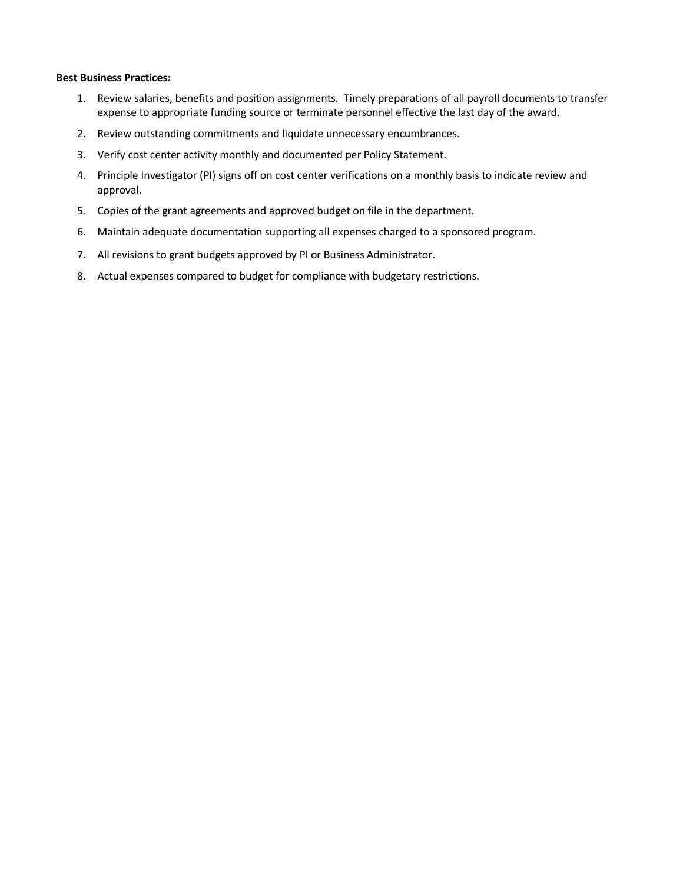**Best Business Practices:**

1. Review salaries, benefits and position assignments. Timely preparations of all payroll documents to transfer expense to appropriate funding source or terminate personnel effective the last day of the award.
2. Review outstanding commitments and liquidate unnecessary encumbrances.
3. Verify cost center activity monthly and documented per Policy Statement.
4. Principle Investigator (PI) signs off on cost center verifications on a monthly basis to indicate review and approval.
5. Copies of the grant agreements and approved budget on file in the department.
6. Maintain adequate documentation supporting all expenses charged to a sponsored program.
7. All revisions to grant budgets approved by PI or Business Administrator.
8. Actual expenses compared to budget for compliance with budgetary restrictions.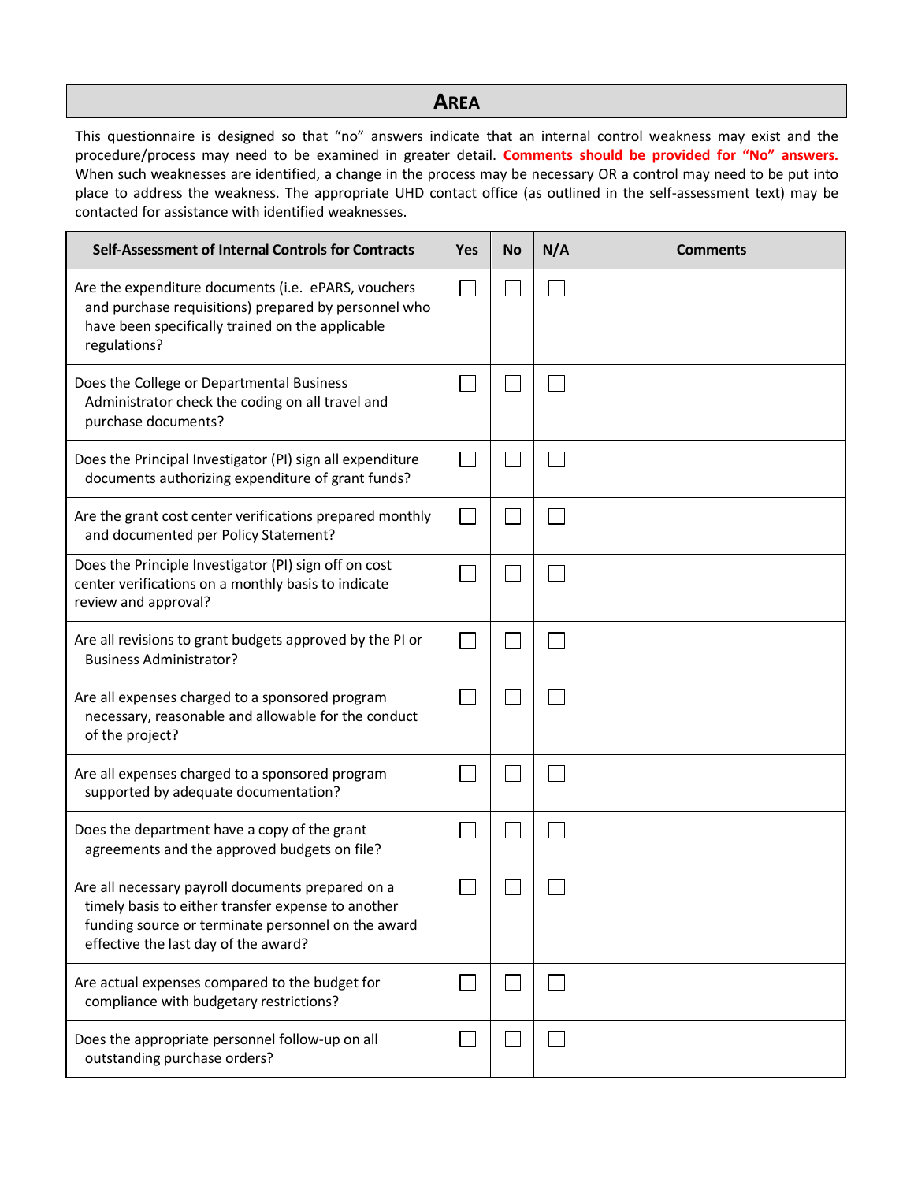## AREA

This questionnaire is designed so that "no" answers indicate that an internal control weakness may exist and the procedure/process may need to be examined in greater detail. **Comments should be provided for "No" answers.** When such weaknesses are identified, a change in the process may be necessary OR a control may need to be put into place to address the weakness. The appropriate UHD contact office (as outlined in the self-assessment text) may be contacted for assistance with identified weaknesses.

| Self-Assessment of Internal Controls for Contracts | Yes | No | N/A | Comments |
|---|---|---|---|---|
| Are the expenditure documents (i.e. ePARS, vouchers and purchase requisitions) prepared by personnel who have been specifically trained on the applicable regulations? | ☐ | ☐ | ☐ | |
| Does the College or Departmental Business Administrator check the coding on all travel and purchase documents? | ☐ | ☐ | ☐ | |
| Does the Principal Investigator (PI) sign all expenditure documents authorizing expenditure of grant funds? | ☐ | ☐ | ☐ | |
| Are the grant cost center verifications prepared monthly and documented per Policy Statement? | ☐ | ☐ | ☐ | |
| Does the Principle Investigator (PI) sign off on cost center verifications on a monthly basis to indicate review and approval? | ☐ | ☐ | ☐ | |
| Are all revisions to grant budgets approved by the PI or Business Administrator? | ☐ | ☐ | ☐ | |
| Are all expenses charged to a sponsored program necessary, reasonable and allowable for the conduct of the project? | ☐ | ☐ | ☐ | |
| Are all expenses charged to a sponsored program supported by adequate documentation? | ☐ | ☐ | ☐ | |
| Does the department have a copy of the grant agreements and the approved budgets on file? | ☐ | ☐ | ☐ | |
| Are all necessary payroll documents prepared on a timely basis to either transfer expense to another funding source or terminate personnel on the award effective the last day of the award? | ☐ | ☐ | ☐ | |
| Are actual expenses compared to the budget for compliance with budgetary restrictions? | ☐ | ☐ | ☐ | |
| Does the appropriate personnel follow-up on all outstanding purchase orders? | ☐ | ☐ | ☐ | |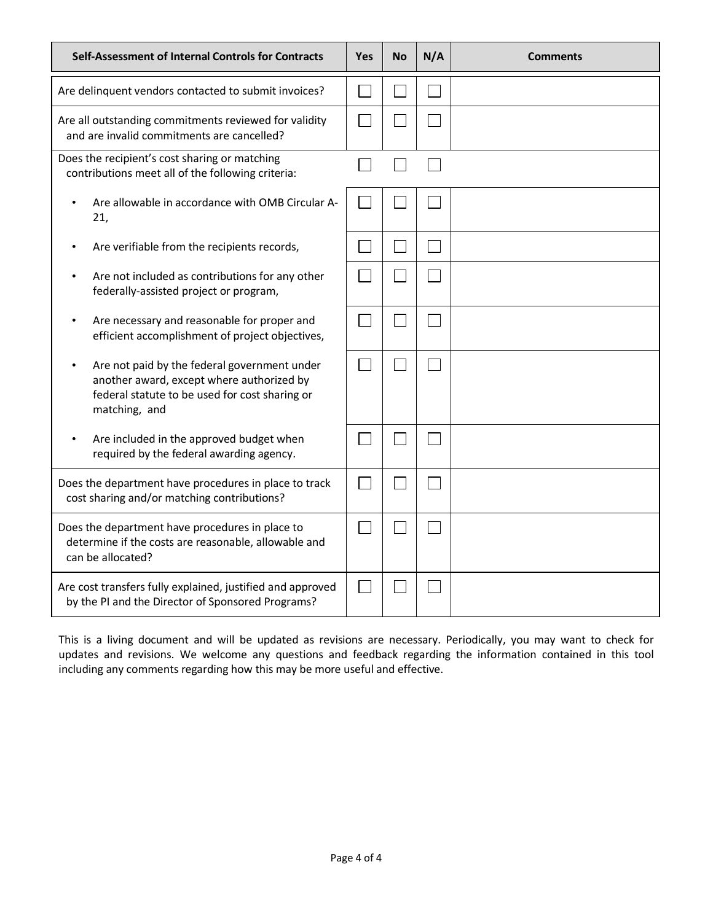| Self-Assessment of Internal Controls for Contracts | Yes | No | N/A | Comments |
|---|---|---|---|---|
| Are delinquent vendors contacted to submit invoices? | ☐ | ☐ | ☐ | |
| Are all outstanding commitments reviewed for validity and are invalid commitments are cancelled? | ☐ | ☐ | ☐ | |
| Does the recipient's cost sharing or matching contributions meet all of the following criteria: | ☐ | ☐ | ☐ | |
| • Are allowable in accordance with OMB Circular A-21, | ☐ | ☐ | ☐ | |
| • Are verifiable from the recipients records, | ☐ | ☐ | ☐ | |
| • Are not included as contributions for any other federally-assisted project or program, | ☐ | ☐ | ☐ | |
| • Are necessary and reasonable for proper and efficient accomplishment of project objectives, | ☐ | ☐ | ☐ | |
| • Are not paid by the federal government under another award, except where authorized by federal statute to be used for cost sharing or matching, and | ☐ | ☐ | ☐ | |
| • Are included in the approved budget when required by the federal awarding agency. | ☐ | ☐ | ☐ | |
| Does the department have procedures in place to track cost sharing and/or matching contributions? | ☐ | ☐ | ☐ | |
| Does the department have procedures in place to determine if the costs are reasonable, allowable and can be allocated? | ☐ | ☐ | ☐ | |
| Are cost transfers fully explained, justified and approved by the PI and the Director of Sponsored Programs? | ☐ | ☐ | ☐ | |

This is a living document and will be updated as revisions are necessary. Periodically, you may want to check for updates and revisions. We welcome any questions and feedback regarding the information contained in this tool including any comments regarding how this may be more useful and effective.